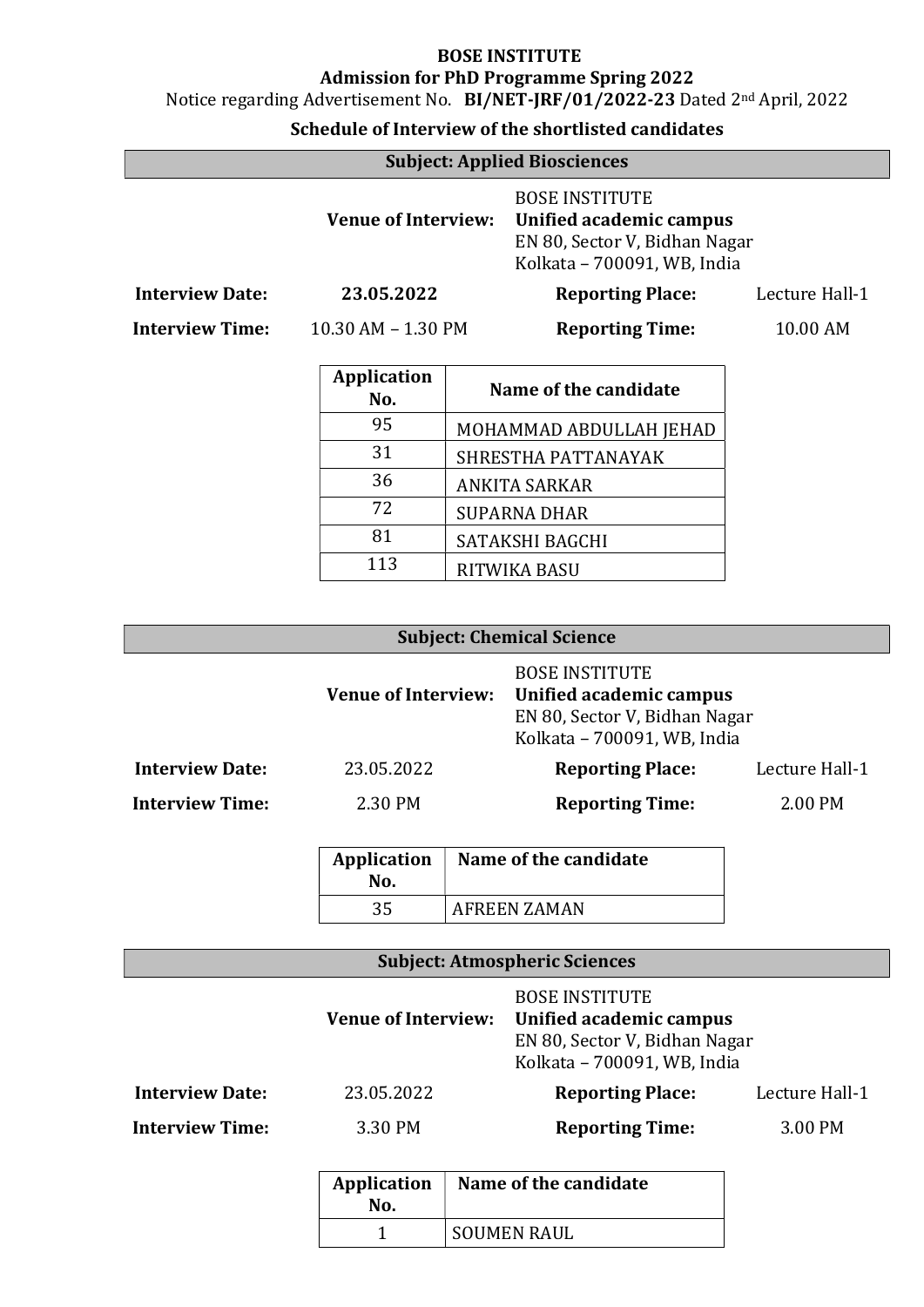**BOSE INSTITUTE**

**Admission for PhD Programme Spring 2022**

Notice regarding Advertisement No. **BI/NET-JRF/01/2022-23** Dated 2nd April, 2022

**Schedule of Interview of the shortlisted candidates**

## Subject: Applied Biosciences

**Venue of Interview:** BOSE INSTITUTE
**Unified academic campus**
EN 80, Sector V, Bidhan Nagar
Kolkata – 700091, WB, India

| | | | |
|---|---|---|---|
| **Interview Date:** | **23.05.2022** | **Reporting Place:** | Lecture Hall-1 |
| **Interview Time:** | 10.30 AM – 1.30 PM | **Reporting Time:** | 10.00 AM |

| Application No. | Name of the candidate |
|---|---|
| 95 | MOHAMMAD ABDULLAH JEHAD |
| 31 | SHRESTHA PATTANAYAK |
| 36 | ANKITA SARKAR |
| 72 | SUPARNA DHAR |
| 81 | SATAKSHI BAGCHI |
| 113 | RITWIKA BASU |

## Subject: Chemical Science

**Venue of Interview:** BOSE INSTITUTE
**Unified academic campus**
EN 80, Sector V, Bidhan Nagar
Kolkata – 700091, WB, India

| | | | |
|---|---|---|---|
| **Interview Date:** | 23.05.2022 | **Reporting Place:** | Lecture Hall-1 |
| **Interview Time:** | 2.30 PM | **Reporting Time:** | 2.00 PM |

| Application No. | Name of the candidate |
|---|---|
| 35 | AFREEN ZAMAN |

## Subject: Atmospheric Sciences

**Venue of Interview:** BOSE INSTITUTE
**Unified academic campus**
EN 80, Sector V, Bidhan Nagar
Kolkata – 700091, WB, India

| | | | |
|---|---|---|---|
| **Interview Date:** | 23.05.2022 | **Reporting Place:** | Lecture Hall-1 |
| **Interview Time:** | 3.30 PM | **Reporting Time:** | 3.00 PM |

| Application No. | Name of the candidate |
|---|---|
| 1 | SOUMEN RAUL |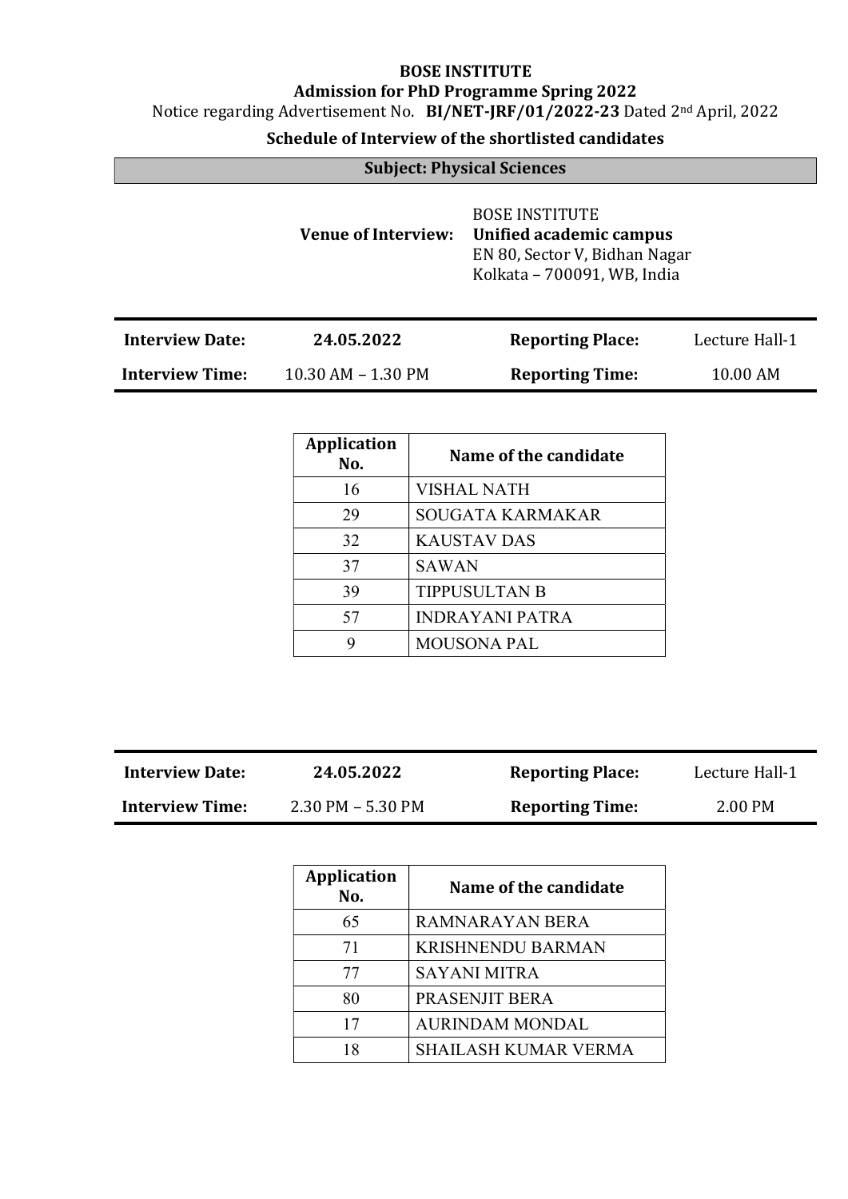**BOSE INSTITUTE**

**Admission for PhD Programme Spring 2022**

Notice regarding Advertisement No. **BI/NET-JRF/01/2022-23** Dated 2nd April, 2022

**Schedule of Interview of the shortlisted candidates**

## Subject: Physical Sciences

**Venue of Interview:** BOSE INSTITUTE
**Unified academic campus**
EN 80, Sector V, Bidhan Nagar
Kolkata – 700091, WB, India

| **Interview Date:** | **24.05.2022** | **Reporting Place:** | Lecture Hall-1 |
|---|---|---|---|
| **Interview Time:** | 10.30 AM – 1.30 PM | **Reporting Time:** | 10.00 AM |

| Application No. | Name of the candidate |
|---|---|
| 16 | VISHAL NATH |
| 29 | SOUGATA KARMAKAR |
| 32 | KAUSTAV DAS |
| 37 | SAWAN |
| 39 | TIPPUSULTAN B |
| 57 | INDRAYANI PATRA |
| 9 | MOUSONA PAL |

| **Interview Date:** | **24.05.2022** | **Reporting Place:** | Lecture Hall-1 |
|---|---|---|---|
| **Interview Time:** | 2.30 PM – 5.30 PM | **Reporting Time:** | 2.00 PM |

| Application No. | Name of the candidate |
|---|---|
| 65 | RAMNARAYAN BERA |
| 71 | KRISHNENDU BARMAN |
| 77 | SAYANI MITRA |
| 80 | PRASENJIT BERA |
| 17 | AURINDAM MONDAL |
| 18 | SHAILASH KUMAR VERMA |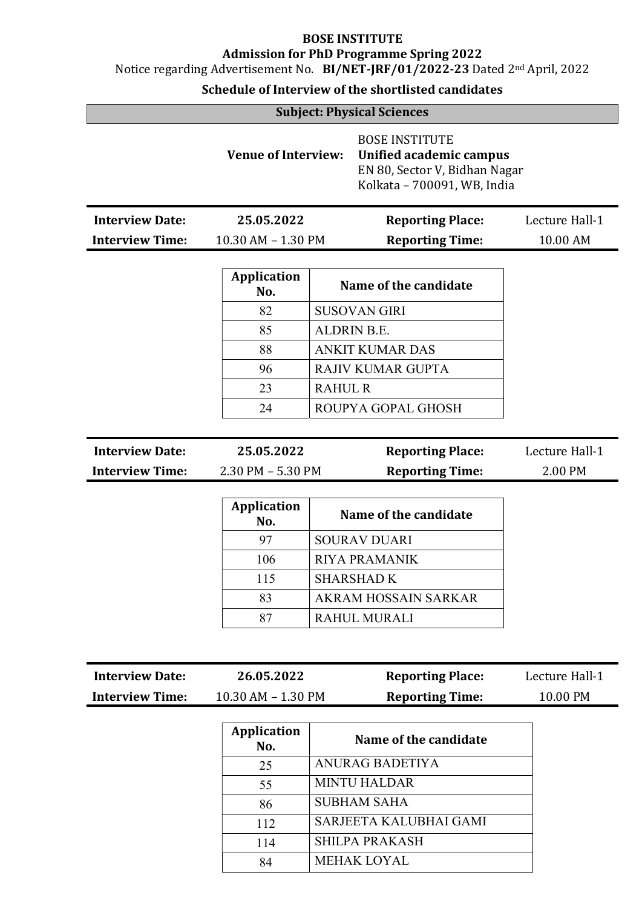# BOSE INSTITUTE

## Admission for PhD Programme Spring 2022

Notice regarding Advertisement No. **BI/NET-JRF/01/2022-23** Dated 2nd April, 2022

### Schedule of Interview of the shortlisted candidates

**Subject: Physical Sciences**

**Venue of Interview:** BOSE INSTITUTE
**Unified academic campus**
EN 80, Sector V, Bidhan Nagar
Kolkata – 700091, WB, India

| **Interview Date:** | **25.05.2022** | **Reporting Place:** | Lecture Hall-1 |
|---|---|---|---|
| **Interview Time:** | 10.30 AM – 1.30 PM | **Reporting Time:** | 10.00 AM |

| Application No. | Name of the candidate |
|---|---|
| 82 | SUSOVAN GIRI |
| 85 | ALDRIN B.E. |
| 88 | ANKIT KUMAR DAS |
| 96 | RAJIV KUMAR GUPTA |
| 23 | RAHUL R |
| 24 | ROUPYA GOPAL GHOSH |

| **Interview Date:** | **25.05.2022** | **Reporting Place:** | Lecture Hall-1 |
|---|---|---|---|
| **Interview Time:** | 2.30 PM – 5.30 PM | **Reporting Time:** | 2.00 PM |

| Application No. | Name of the candidate |
|---|---|
| 97 | SOURAV DUARI |
| 106 | RIYA PRAMANIK |
| 115 | SHARSHAD K |
| 83 | AKRAM HOSSAIN SARKAR |
| 87 | RAHUL MURALI |

| **Interview Date:** | **26.05.2022** | **Reporting Place:** | Lecture Hall-1 |
|---|---|---|---|
| **Interview Time:** | 10.30 AM – 1.30 PM | **Reporting Time:** | 10.00 PM |

| Application No. | Name of the candidate |
|---|---|
| 25 | ANURAG BADETIYA |
| 55 | MINTU HALDAR |
| 86 | SUBHAM SAHA |
| 112 | SARJEETA KALUBHAI GAMI |
| 114 | SHILPA PRAKASH |
| 84 | MEHAK LOYAL |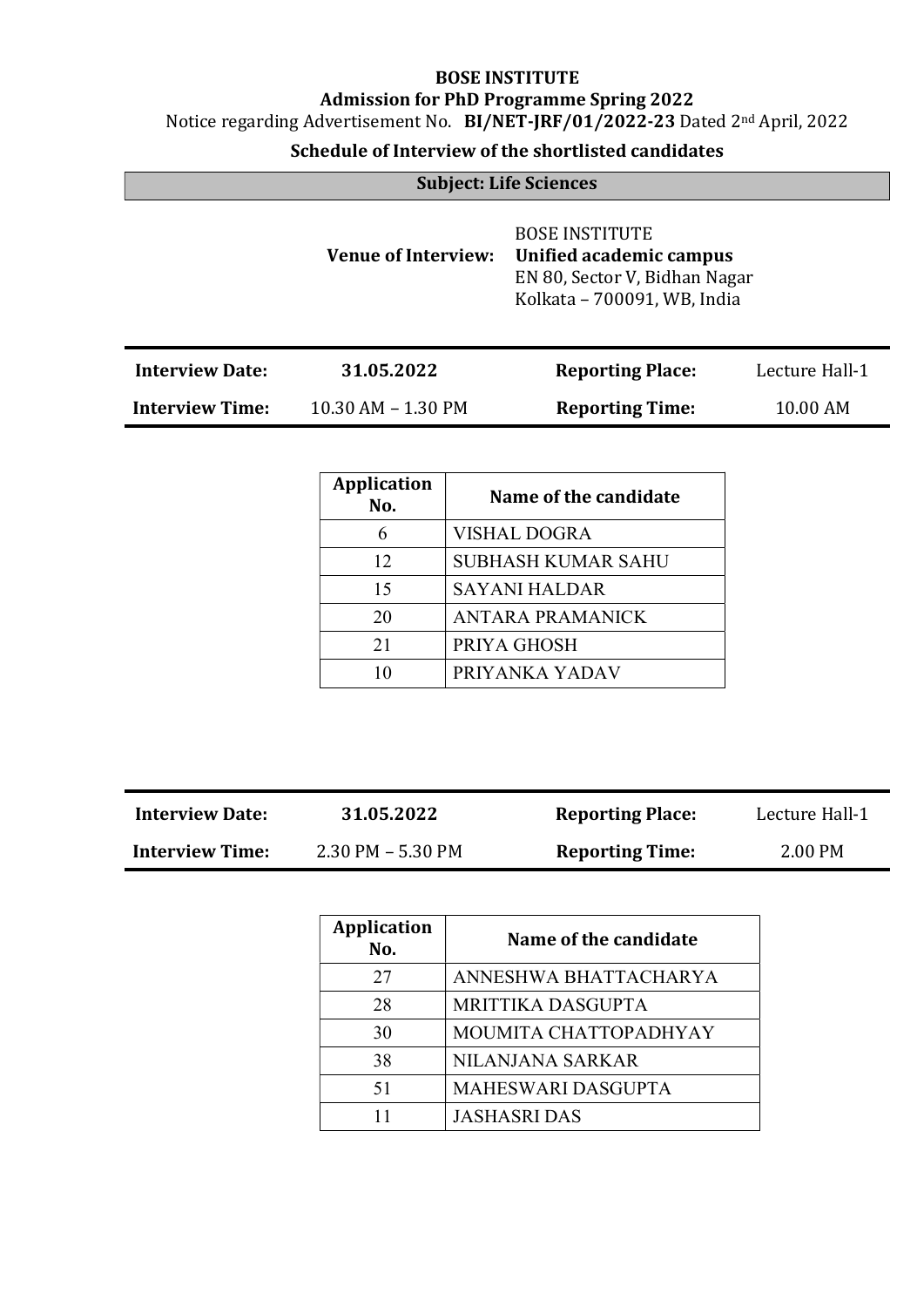**BOSE INSTITUTE**

**Admission for PhD Programme Spring 2022**

Notice regarding Advertisement No. **BI/NET-JRF/01/2022-23** Dated 2nd April, 2022

**Schedule of Interview of the shortlisted candidates**

## Subject: Life Sciences

**Venue of Interview:** BOSE INSTITUTE
**Unified academic campus**
EN 80, Sector V, Bidhan Nagar
Kolkata – 700091, WB, India

| **Interview Date:** | **31.05.2022** | **Reporting Place:** | Lecture Hall-1 |
|---|---|---|---|
| **Interview Time:** | 10.30 AM – 1.30 PM | **Reporting Time:** | 10.00 AM |

| Application No. | Name of the candidate |
|---|---|
| 6 | VISHAL DOGRA |
| 12 | SUBHASH KUMAR SAHU |
| 15 | SAYANI HALDAR |
| 20 | ANTARA PRAMANICK |
| 21 | PRIYA GHOSH |
| 10 | PRIYANKA YADAV |

| **Interview Date:** | **31.05.2022** | **Reporting Place:** | Lecture Hall-1 |
|---|---|---|---|
| **Interview Time:** | 2.30 PM – 5.30 PM | **Reporting Time:** | 2.00 PM |

| Application No. | Name of the candidate |
|---|---|
| 27 | ANNESHWA BHATTACHARYA |
| 28 | MRITTIKA DASGUPTA |
| 30 | MOUMITA CHATTOPADHYAY |
| 38 | NILANJANA SARKAR |
| 51 | MAHESWARI DASGUPTA |
| 11 | JASHASRI DAS |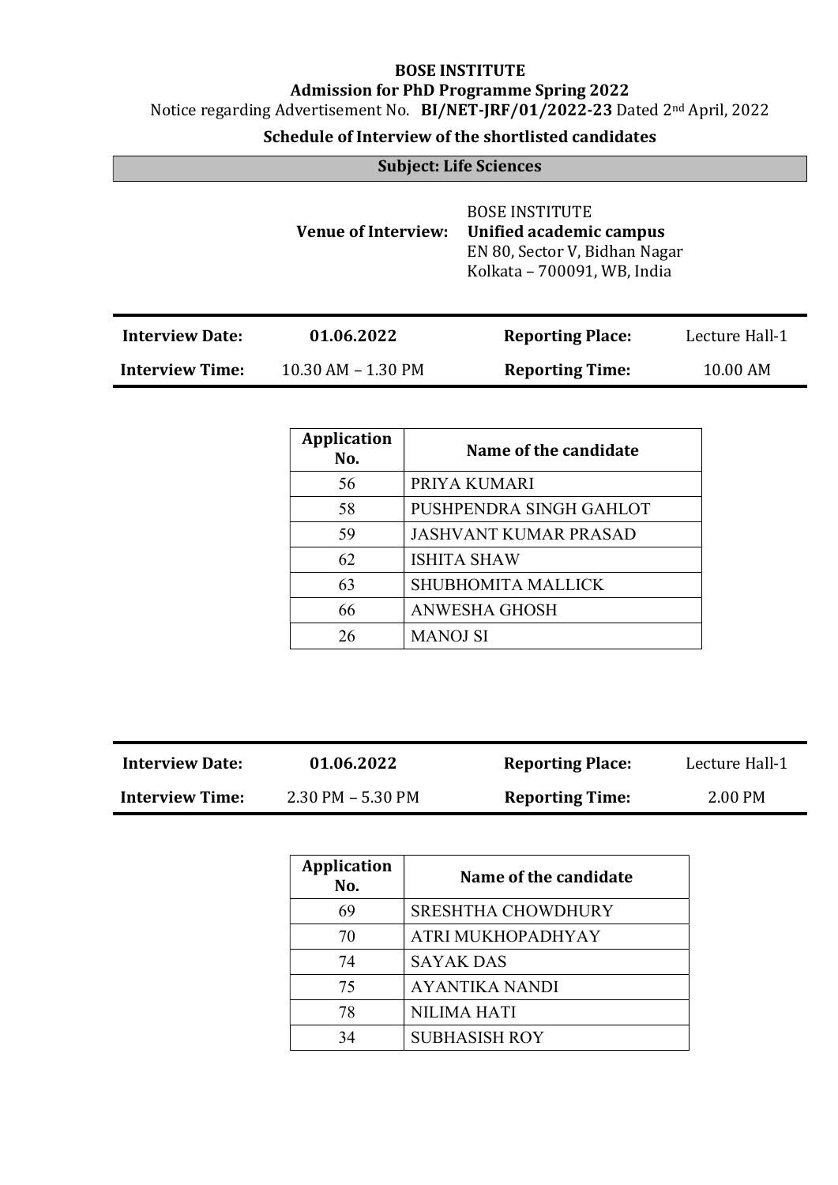**BOSE INSTITUTE**

**Admission for PhD Programme Spring 2022**

Notice regarding Advertisement No. **BI/NET-JRF/01/2022-23** Dated 2nd April, 2022

**Schedule of Interview of the shortlisted candidates**

**Subject: Life Sciences**

**Venue of Interview:** BOSE INSTITUTE
**Unified academic campus**
EN 80, Sector V, Bidhan Nagar
Kolkata – 700091, WB, India

| **Interview Date:** | **01.06.2022** | **Reporting Place:** | Lecture Hall-1 |
|---|---|---|---|
| **Interview Time:** | 10.30 AM – 1.30 PM | **Reporting Time:** | 10.00 AM |

| Application No. | Name of the candidate |
|---|---|
| 56 | PRIYA KUMARI |
| 58 | PUSHPENDRA SINGH GAHLOT |
| 59 | JASHVANT KUMAR PRASAD |
| 62 | ISHITA SHAW |
| 63 | SHUBHOMITA MALLICK |
| 66 | ANWESHA GHOSH |
| 26 | MANOJ SI |

| **Interview Date:** | **01.06.2022** | **Reporting Place:** | Lecture Hall-1 |
|---|---|---|---|
| **Interview Time:** | 2.30 PM – 5.30 PM | **Reporting Time:** | 2.00 PM |

| Application No. | Name of the candidate |
|---|---|
| 69 | SRESHTHA CHOWDHURY |
| 70 | ATRI MUKHOPADHYAY |
| 74 | SAYAK DAS |
| 75 | AYANTIKA NANDI |
| 78 | NILIMA HATI |
| 34 | SUBHASISH ROY |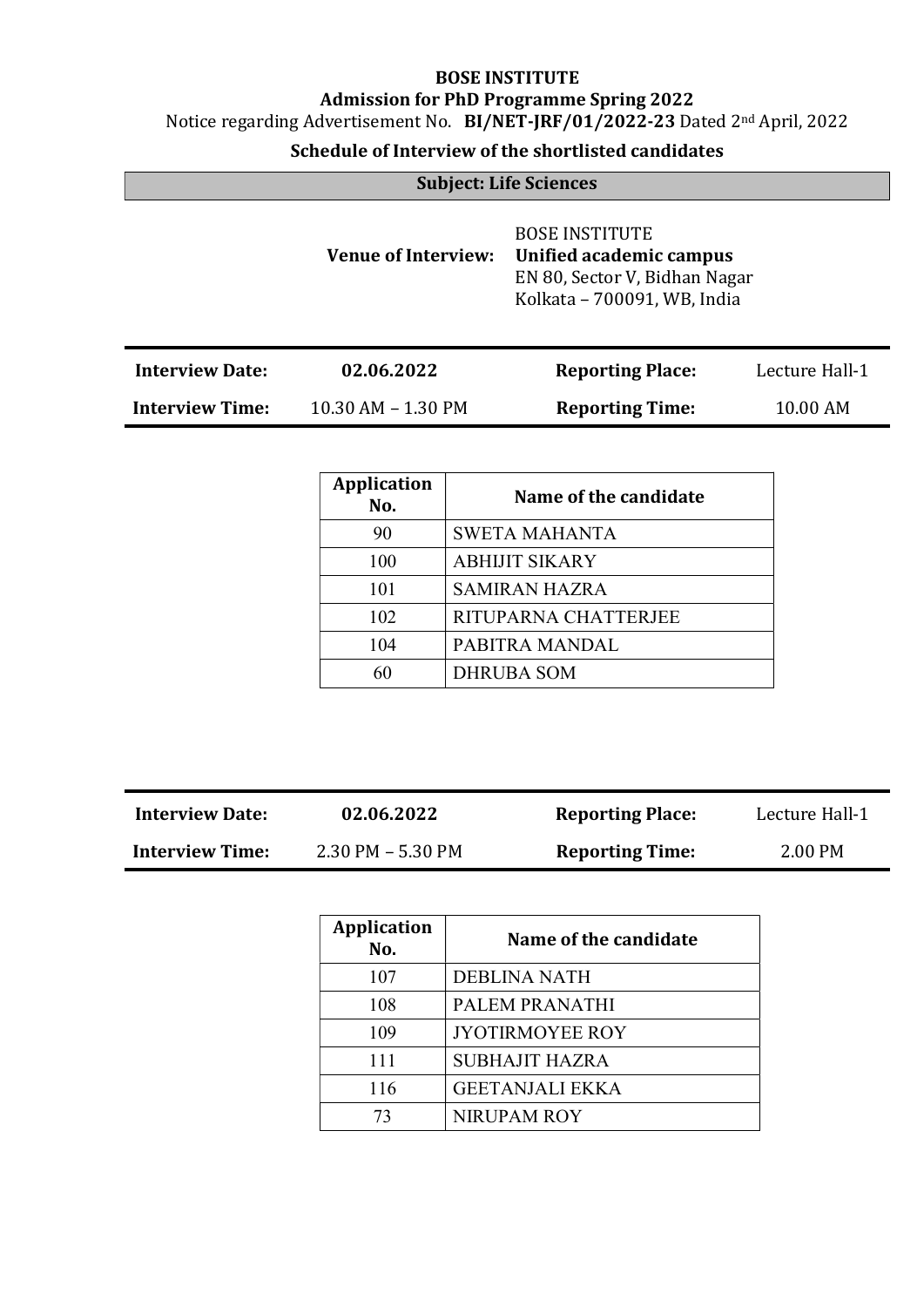**BOSE INSTITUTE**

**Admission for PhD Programme Spring 2022**

Notice regarding Advertisement No. **BI/NET-JRF/01/2022-23** Dated 2nd April, 2022

**Schedule of Interview of the shortlisted candidates**

## Subject: Life Sciences

**Venue of Interview:** BOSE INSTITUTE
**Unified academic campus**
EN 80, Sector V, Bidhan Nagar
Kolkata – 700091, WB, India

| **Interview Date:** | **02.06.2022** | **Reporting Place:** | Lecture Hall-1 |
|---|---|---|---|
| **Interview Time:** | 10.30 AM – 1.30 PM | **Reporting Time:** | 10.00 AM |

| Application No. | Name of the candidate |
|---|---|
| 90 | SWETA MAHANTA |
| 100 | ABHIJIT SIKARY |
| 101 | SAMIRAN HAZRA |
| 102 | RITUPARNA CHATTERJEE |
| 104 | PABITRA MANDAL |
| 60 | DHRUBA SOM |

| **Interview Date:** | **02.06.2022** | **Reporting Place:** | Lecture Hall-1 |
|---|---|---|---|
| **Interview Time:** | 2.30 PM – 5.30 PM | **Reporting Time:** | 2.00 PM |

| Application No. | Name of the candidate |
|---|---|
| 107 | DEBLINA NATH |
| 108 | PALEM PRANATHI |
| 109 | JYOTIRMOYEE ROY |
| 111 | SUBHAJIT HAZRA |
| 116 | GEETANJALI EKKA |
| 73 | NIRUPAM ROY |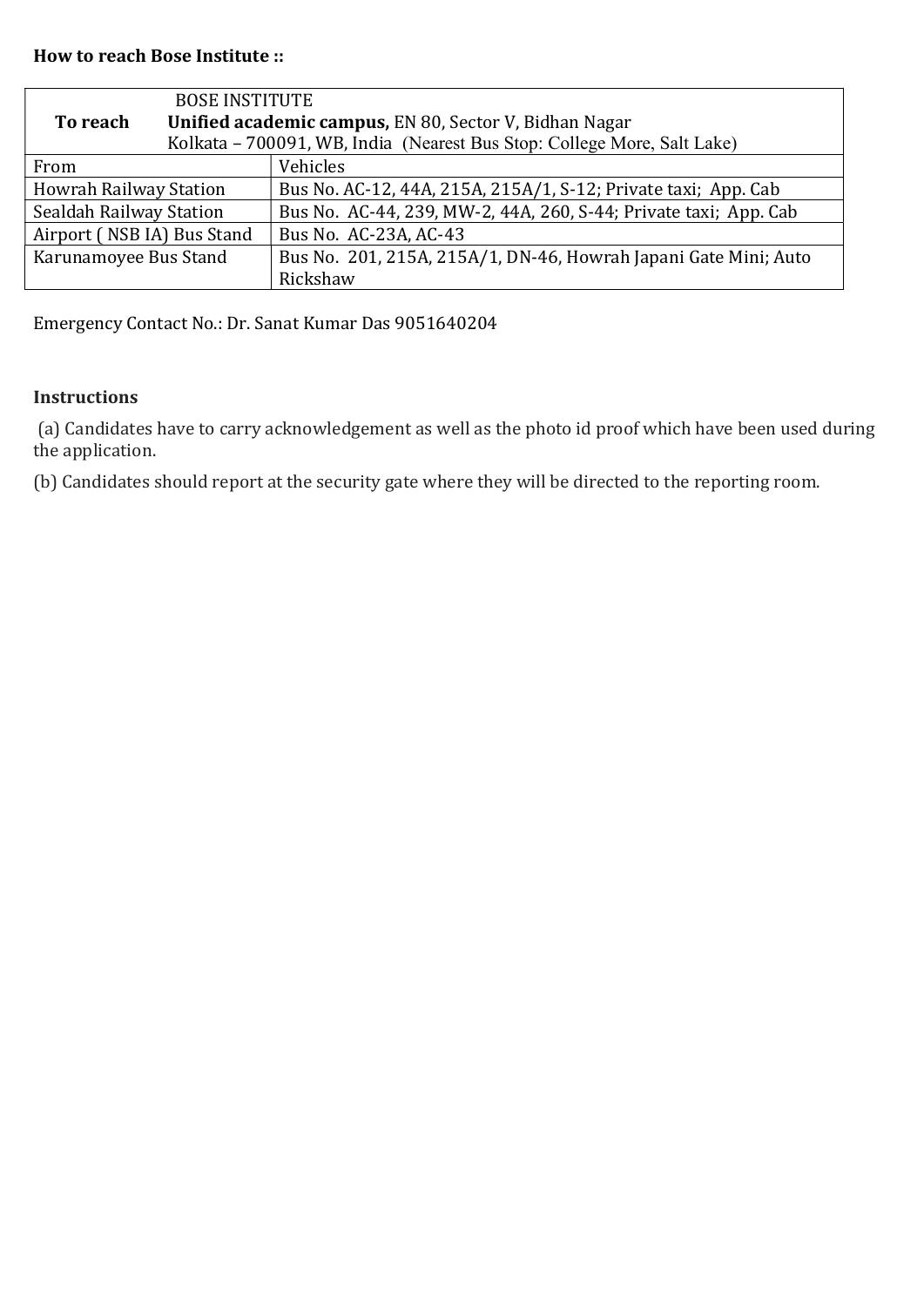**How to reach Bose Institute ::**

| To reach | BOSE INSTITUTE<br>**Unified academic campus,** EN 80, Sector V, Bidhan Nagar<br>Kolkata – 700091, WB, India (Nearest Bus Stop: College More, Salt Lake) |
|---|---|
| From | Vehicles |
| Howrah Railway Station | Bus No. AC-12, 44A, 215A, 215A/1, S-12; Private taxi; App. Cab |
| Sealdah Railway Station | Bus No. AC-44, 239, MW-2, 44A, 260, S-44; Private taxi; App. Cab |
| Airport ( NSB IA) Bus Stand | Bus No. AC-23A, AC-43 |
| Karunamoyee Bus Stand | Bus No. 201, 215A, 215A/1, DN-46, Howrah Japani Gate Mini; Auto Rickshaw |

Emergency Contact No.: Dr. Sanat Kumar Das 9051640204

**Instructions**

(a) Candidates have to carry acknowledgement as well as the photo id proof which have been used during the application.

(b) Candidates should report at the security gate where they will be directed to the reporting room.